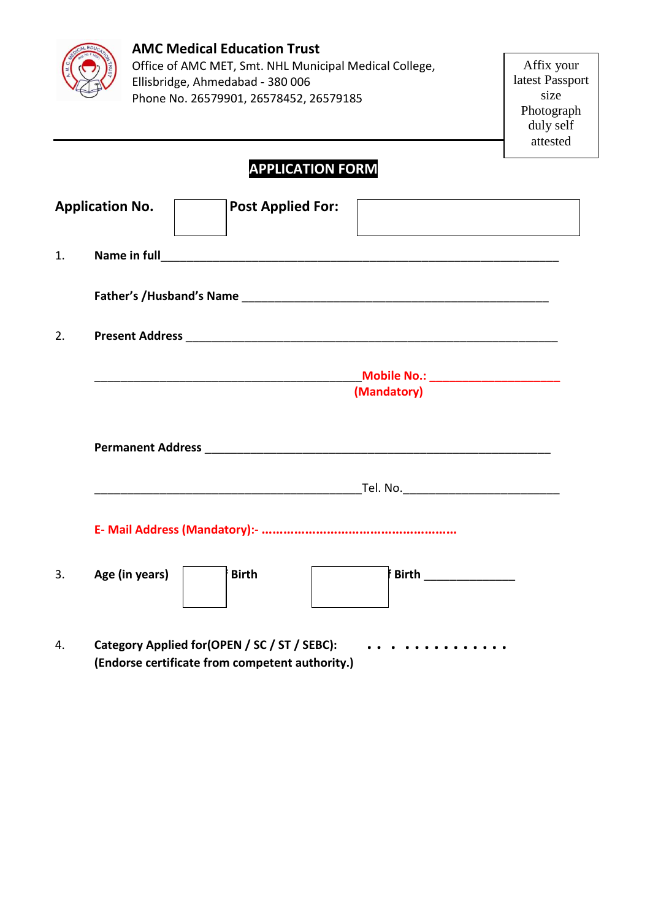**AMC Medical Education Trust**
Office of AMC MET, Smt. NHL Municipal Medical College,
Ellisbridge, Ahmedabad - 380 006
Phone No. 26579901, 26578452, 26579185

Affix your latest Passport size Photograph duly self attested

## APPLICATION FORM

**Application No.** ______ **Post Applied For:** ______

1. **Name in full**________________________________________________________________

   **Father's /Husband's Name** _____________________________________________________

2. **Present Address** ____________________________________________________________

   ________________________________________**Mobile No.: ___________________ (Mandatory)**

   **Permanent Address** ____________________________________________________________

   ________________________________________Tel. No.________________________

   **E- Mail Address (Mandatory):- ......................................................**

3. **Age (in years)** ______ **Birth** ______ **f Birth** ______________

4. **Category Applied for(OPEN / SC / ST / SEBC):** . . . . . . . . . . . . .
   **(Endorse certificate from competent authority.)**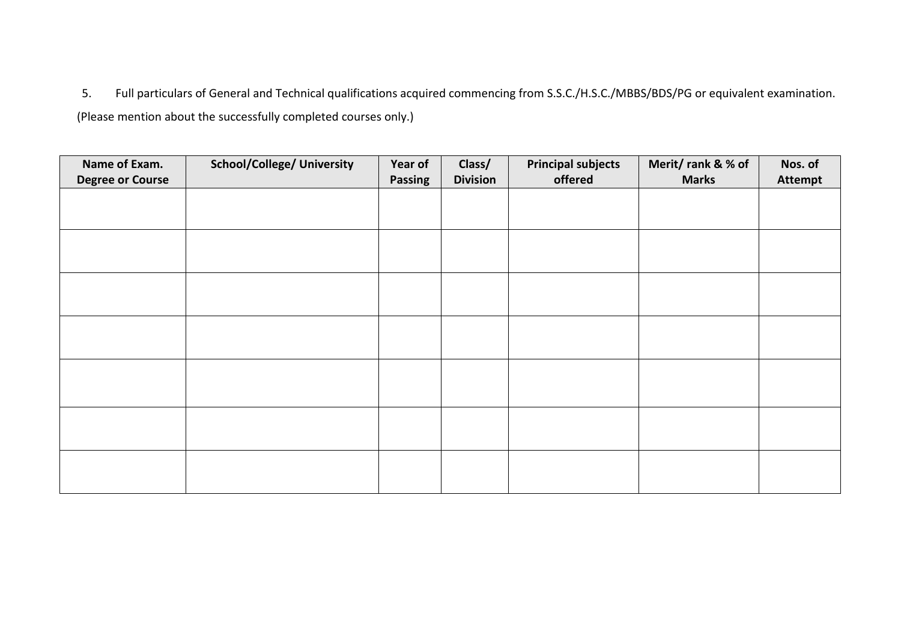5. Full particulars of General and Technical qualifications acquired commencing from S.S.C./H.S.C./MBBS/BDS/PG or equivalent examination.

(Please mention about the successfully completed courses only.)

| Name of Exam. Degree or Course | School/College/ University | Year of Passing | Class/ Division | Principal subjects offered | Merit/ rank & % of Marks | Nos. of Attempt |
|---|---|---|---|---|---|---|
| | | | | | | |
| | | | | | | |
| | | | | | | |
| | | | | | | |
| | | | | | | |
| | | | | | | |
| | | | | | | |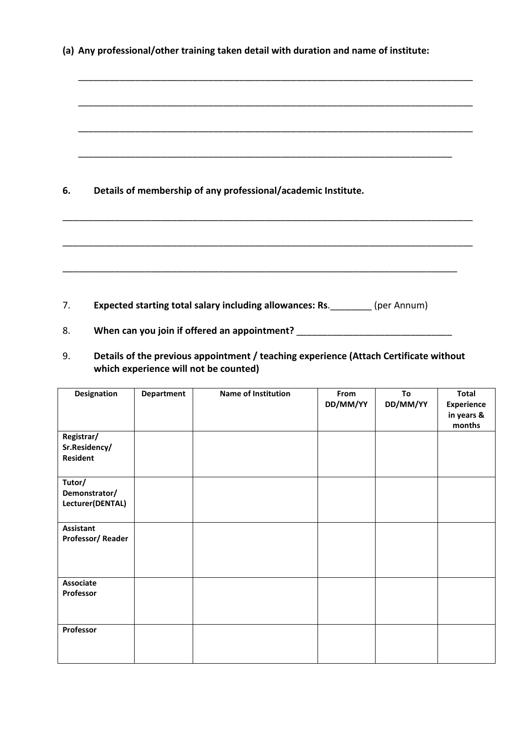**(a) Any professional/other training taken detail with duration and name of institute:**

\_\_\_\_\_\_\_\_\_\_\_\_\_\_\_\_\_\_\_\_\_\_\_\_\_\_\_\_\_\_\_\_\_\_\_\_\_\_\_\_\_\_\_\_\_\_\_\_\_\_\_\_\_\_\_\_\_\_\_\_\_\_\_\_\_\_\_\_\_\_\_\_\_\_\_\_

\_\_\_\_\_\_\_\_\_\_\_\_\_\_\_\_\_\_\_\_\_\_\_\_\_\_\_\_\_\_\_\_\_\_\_\_\_\_\_\_\_\_\_\_\_\_\_\_\_\_\_\_\_\_\_\_\_\_\_\_\_\_\_\_\_\_\_\_\_\_\_\_\_\_\_\_

\_\_\_\_\_\_\_\_\_\_\_\_\_\_\_\_\_\_\_\_\_\_\_\_\_\_\_\_\_\_\_\_\_\_\_\_\_\_\_\_\_\_\_\_\_\_\_\_\_\_\_\_\_\_\_\_\_\_\_\_\_\_\_\_\_\_\_\_\_\_\_\_\_\_\_\_

\_\_\_\_\_\_\_\_\_\_\_\_\_\_\_\_\_\_\_\_\_\_\_\_\_\_\_\_\_\_\_\_\_\_\_\_\_\_\_\_\_\_\_\_\_\_\_\_\_\_\_\_\_\_\_\_\_\_\_\_\_\_\_\_\_\_\_\_\_\_\_\_\_\_

**6. Details of membership of any professional/academic Institute.**

\_\_\_\_\_\_\_\_\_\_\_\_\_\_\_\_\_\_\_\_\_\_\_\_\_\_\_\_\_\_\_\_\_\_\_\_\_\_\_\_\_\_\_\_\_\_\_\_\_\_\_\_\_\_\_\_\_\_\_\_\_\_\_\_\_\_\_\_\_\_\_\_\_\_\_\_

\_\_\_\_\_\_\_\_\_\_\_\_\_\_\_\_\_\_\_\_\_\_\_\_\_\_\_\_\_\_\_\_\_\_\_\_\_\_\_\_\_\_\_\_\_\_\_\_\_\_\_\_\_\_\_\_\_\_\_\_\_\_\_\_\_\_\_\_\_\_\_\_\_\_\_\_

\_\_\_\_\_\_\_\_\_\_\_\_\_\_\_\_\_\_\_\_\_\_\_\_\_\_\_\_\_\_\_\_\_\_\_\_\_\_\_\_\_\_\_\_\_\_\_\_\_\_\_\_\_\_\_\_\_\_\_\_\_\_\_\_\_\_\_\_\_\_\_\_\_\_

7. **Expected starting total salary including allowances: Rs.**\_\_\_\_\_\_\_\_ (per Annum)

8. **When can you join if offered an appointment?** \_\_\_\_\_\_\_\_\_\_\_\_\_\_\_\_\_\_\_\_\_\_\_\_\_\_\_\_\_\_

9. **Details of the previous appointment / teaching experience (Attach Certificate without which experience will not be counted)**

| Designation | Department | Name of Institution | From DD/MM/YY | To DD/MM/YY | Total Experience in years & months |
|---|---|---|---|---|---|
| **Registrar/ Sr.Residency/ Resident** | | | | | |
| **Tutor/ Demonstrator/ Lecturer(DENTAL)** | | | | | |
| **Assistant Professor/ Reader** | | | | | |
| **Associate Professor** | | | | | |
| **Professor** | | | | | |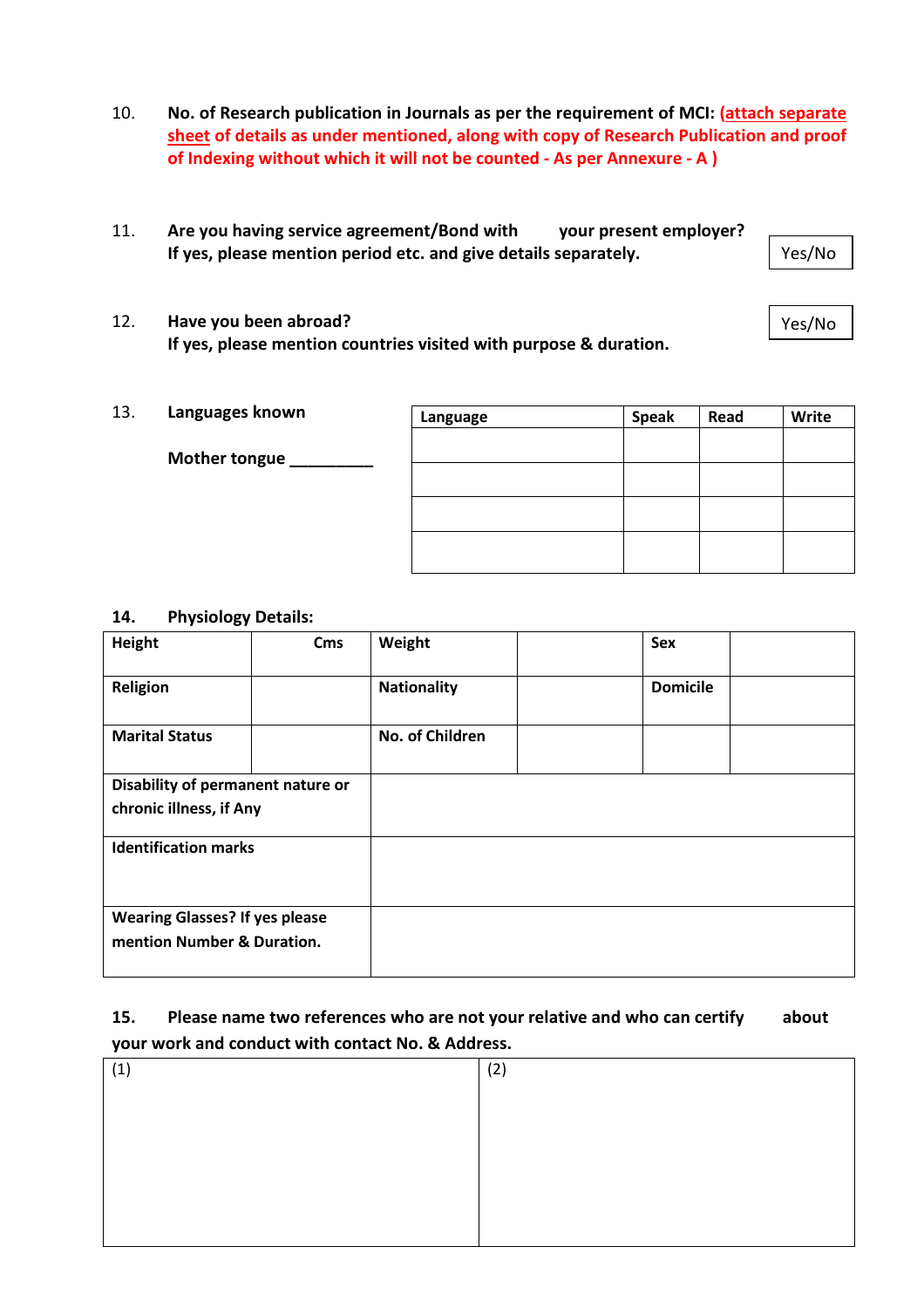10. **No. of Research publication in Journals as per the requirement of MCI: (attach separate sheet of details as under mentioned, along with copy of Research Publication and proof of Indexing without which it will not be counted - As per Annexure - A )**

11. **Are you having service agreement/Bond with your present employer? If yes, please mention period etc. and give details separately.** Yes/No

12. **Have you been abroad? If yes, please mention countries visited with purpose & duration.** Yes/No

13. **Languages known**

    **Mother tongue _________**

| Language | Speak | Read | Write |
|---|---|---|---|
| | | | |
| | | | |
| | | | |
| | | | |

**14. Physiology Details:**

| Height | Cms | Weight | | Sex | |
|---|---|---|---|---|---|
| Religion | | Nationality | | Domicile | |
| Marital Status | | No. of Children | | | |
| Disability of permanent nature or chronic illness, if Any | | | | | |
| Identification marks | | | | | |
| Wearing Glasses? If yes please mention Number & Duration. | | | | | |

**15. Please name two references who are not your relative and who can certify about your work and conduct with contact No. & Address.**

| (1) | (2) |
|---|---|
| | |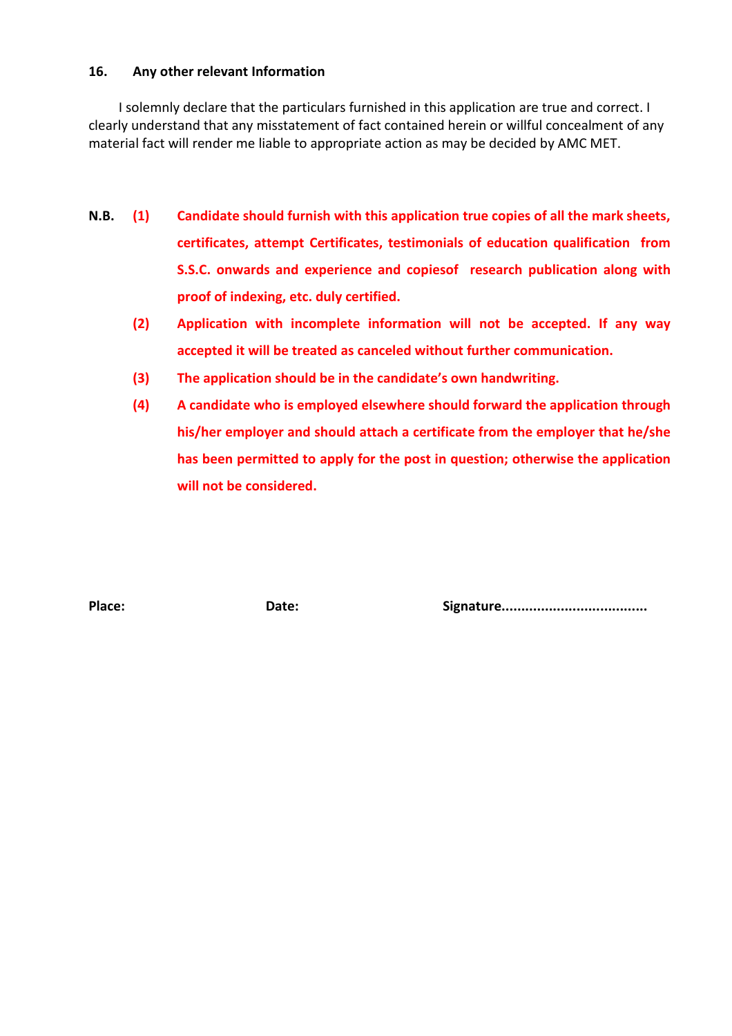**16. Any other relevant Information**

I solemnly declare that the particulars furnished in this application are true and correct. I clearly understand that any misstatement of fact contained herein or willful concealment of any material fact will render me liable to appropriate action as may be decided by AMC MET.

**N.B.**

**(1) Candidate should furnish with this application true copies of all the mark sheets, certificates, attempt Certificates, testimonials of education qualification from S.S.C. onwards and experience and copiesof research publication along with proof of indexing, etc. duly certified.**

**(2) Application with incomplete information will not be accepted. If any way accepted it will be treated as canceled without further communication.**

**(3) The application should be in the candidate's own handwriting.**

**(4) A candidate who is employed elsewhere should forward the application through his/her employer and should attach a certificate from the employer that he/she has been permitted to apply for the post in question; otherwise the application will not be considered.**

**Place:** **Date:** **Signature....................................**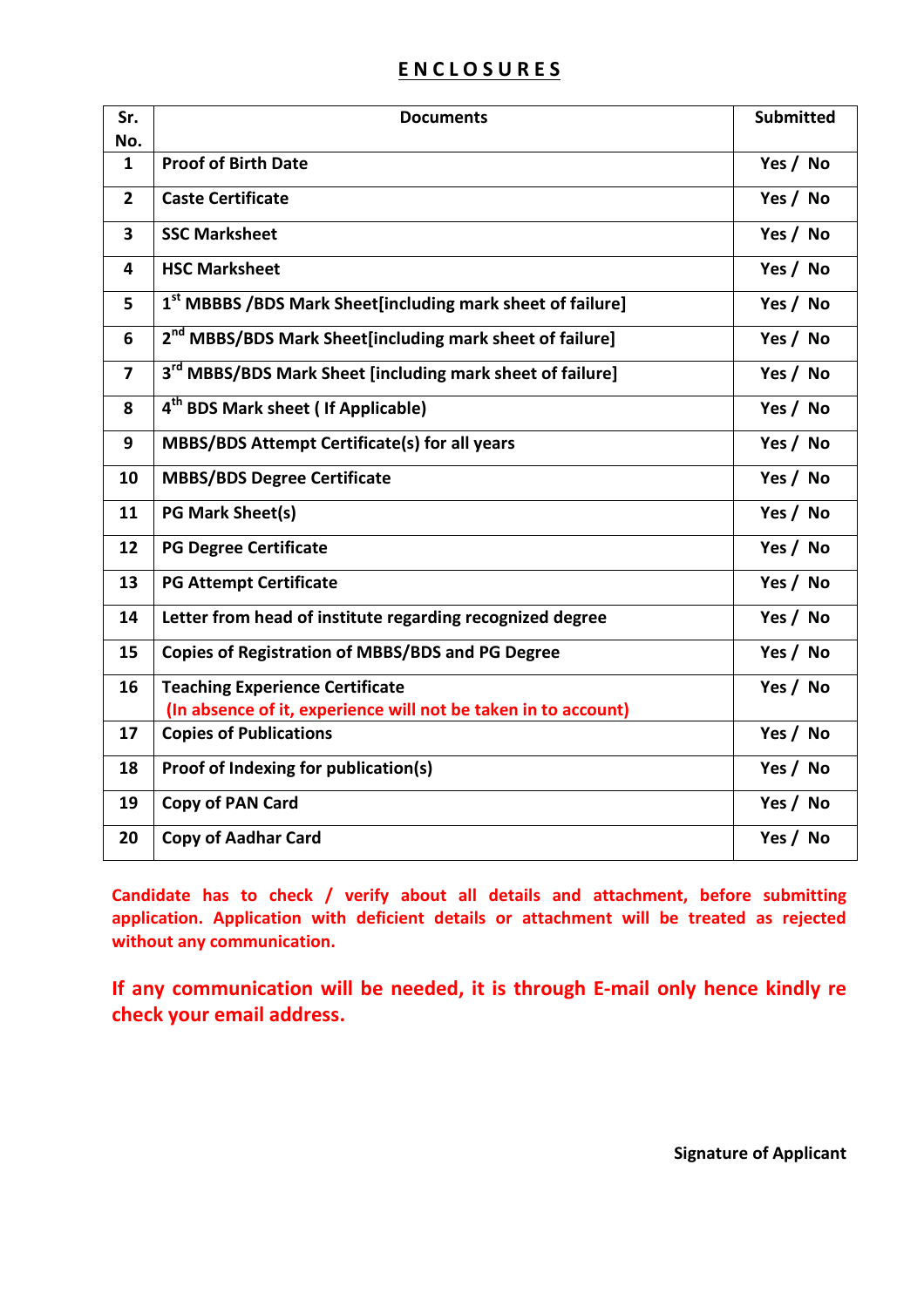# ENCLOSURES

| Sr. No. | Documents | Submitted |
|---|---|---|
| 1 | Proof of Birth Date | Yes / No |
| 2 | Caste Certificate | Yes / No |
| 3 | SSC Marksheet | Yes / No |
| 4 | HSC Marksheet | Yes / No |
| 5 | 1st MBBBS /BDS Mark Sheet[including mark sheet of failure] | Yes / No |
| 6 | 2nd MBBS/BDS Mark Sheet[including mark sheet of failure] | Yes / No |
| 7 | 3rd MBBS/BDS Mark Sheet [including mark sheet of failure] | Yes / No |
| 8 | 4th BDS Mark sheet ( If Applicable) | Yes / No |
| 9 | MBBS/BDS Attempt Certificate(s) for all years | Yes / No |
| 10 | MBBS/BDS Degree Certificate | Yes / No |
| 11 | PG Mark Sheet(s) | Yes / No |
| 12 | PG Degree Certificate | Yes / No |
| 13 | PG Attempt Certificate | Yes / No |
| 14 | Letter from head of institute regarding recognized degree | Yes / No |
| 15 | Copies of Registration of MBBS/BDS and PG Degree | Yes / No |
| 16 | Teaching Experience Certificate (In absence of it, experience will not be taken in to account) | Yes / No |
| 17 | Copies of Publications | Yes / No |
| 18 | Proof of Indexing for publication(s) | Yes / No |
| 19 | Copy of PAN Card | Yes / No |
| 20 | Copy of Aadhar Card | Yes / No |

**Candidate has to check / verify about all details and attachment, before submitting application. Application with deficient details or attachment will be treated as rejected without any communication.**

**If any communication will be needed, it is through E-mail only hence kindly re check your email address.**

**Signature of Applicant**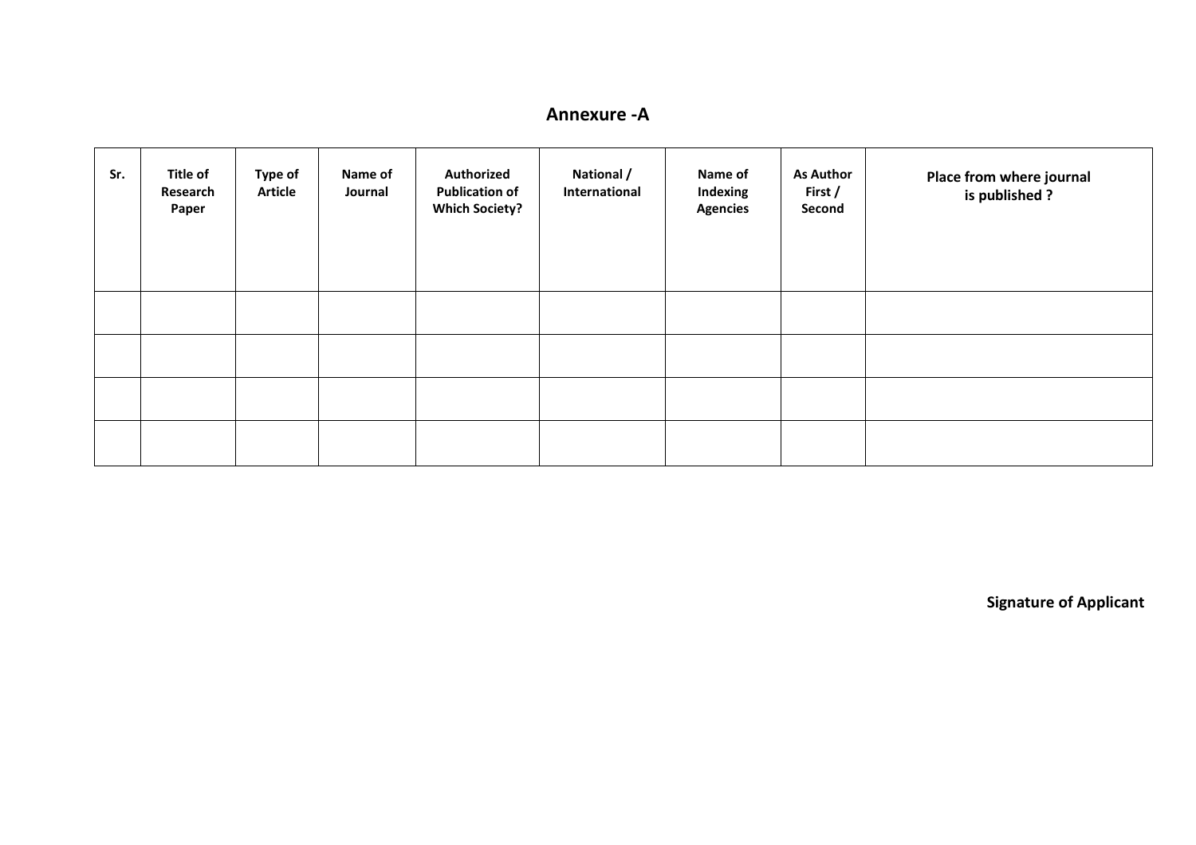## Annexure -A

| Sr. | Title of Research Paper | Type of Article | Name of Journal | Authorized Publication of Which Society? | National / International | Name of Indexing Agencies | As Author First / Second | Place from where journal is published ? |
|---|---|---|---|---|---|---|---|---|
| | | | | | | | | |
| | | | | | | | | |
| | | | | | | | | |
| | | | | | | | | |

**Signature of Applicant**